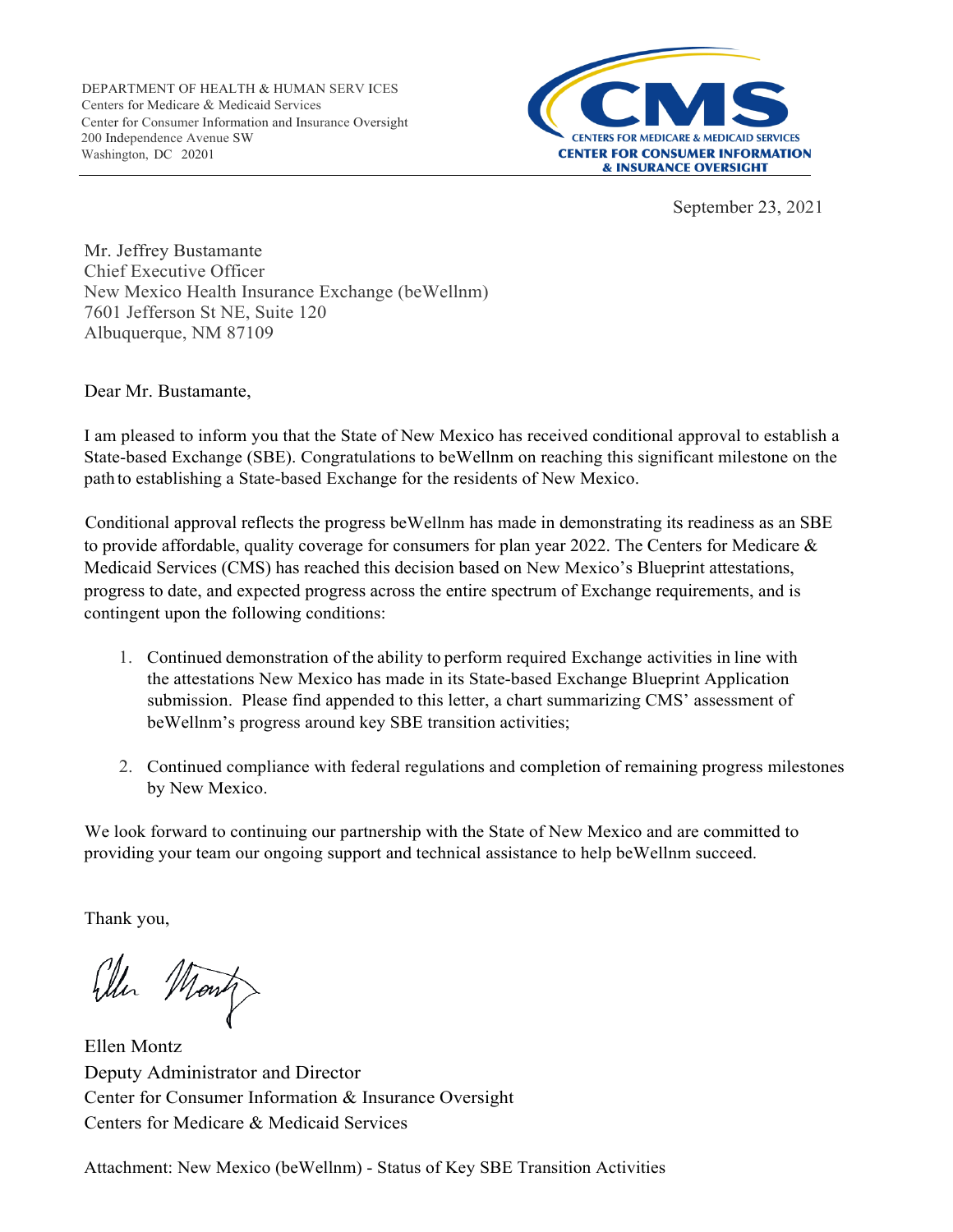DEPARTMENT OF HEALTH & HUMAN SERV ICES
Centers for Medicare & Medicaid Services
Center for Consumer Information and Insurance Oversight
200 Independence Avenue SW
Washington, DC 20201

CMS
CENTERS FOR MEDICARE & MEDICAID SERVICES
CENTER FOR CONSUMER INFORMATION & INSURANCE OVERSIGHT

September 23, 2021

Mr. Jeffrey Bustamante
Chief Executive Officer
New Mexico Health Insurance Exchange (beWellnm)
7601 Jefferson St NE, Suite 120
Albuquerque, NM 87109

Dear Mr. Bustamante,

I am pleased to inform you that the State of New Mexico has received conditional approval to establish a State-based Exchange (SBE). Congratulations to beWellnm on reaching this significant milestone on the path to establishing a State-based Exchange for the residents of New Mexico.

Conditional approval reflects the progress beWellnm has made in demonstrating its readiness as an SBE to provide affordable, quality coverage for consumers for plan year 2022. The Centers for Medicare & Medicaid Services (CMS) has reached this decision based on New Mexico's Blueprint attestations, progress to date, and expected progress across the entire spectrum of Exchange requirements, and is contingent upon the following conditions:

1. Continued demonstration of the ability to perform required Exchange activities in line with the attestations New Mexico has made in its State-based Exchange Blueprint Application submission. Please find appended to this letter, a chart summarizing CMS' assessment of beWellnm's progress around key SBE transition activities;

2. Continued compliance with federal regulations and completion of remaining progress milestones by New Mexico.

We look forward to continuing our partnership with the State of New Mexico and are committed to providing your team our ongoing support and technical assistance to help beWellnm succeed.

Thank you,

Ellen Montz
Deputy Administrator and Director
Center for Consumer Information & Insurance Oversight
Centers for Medicare & Medicaid Services

Attachment: New Mexico (beWellnm) - Status of Key SBE Transition Activities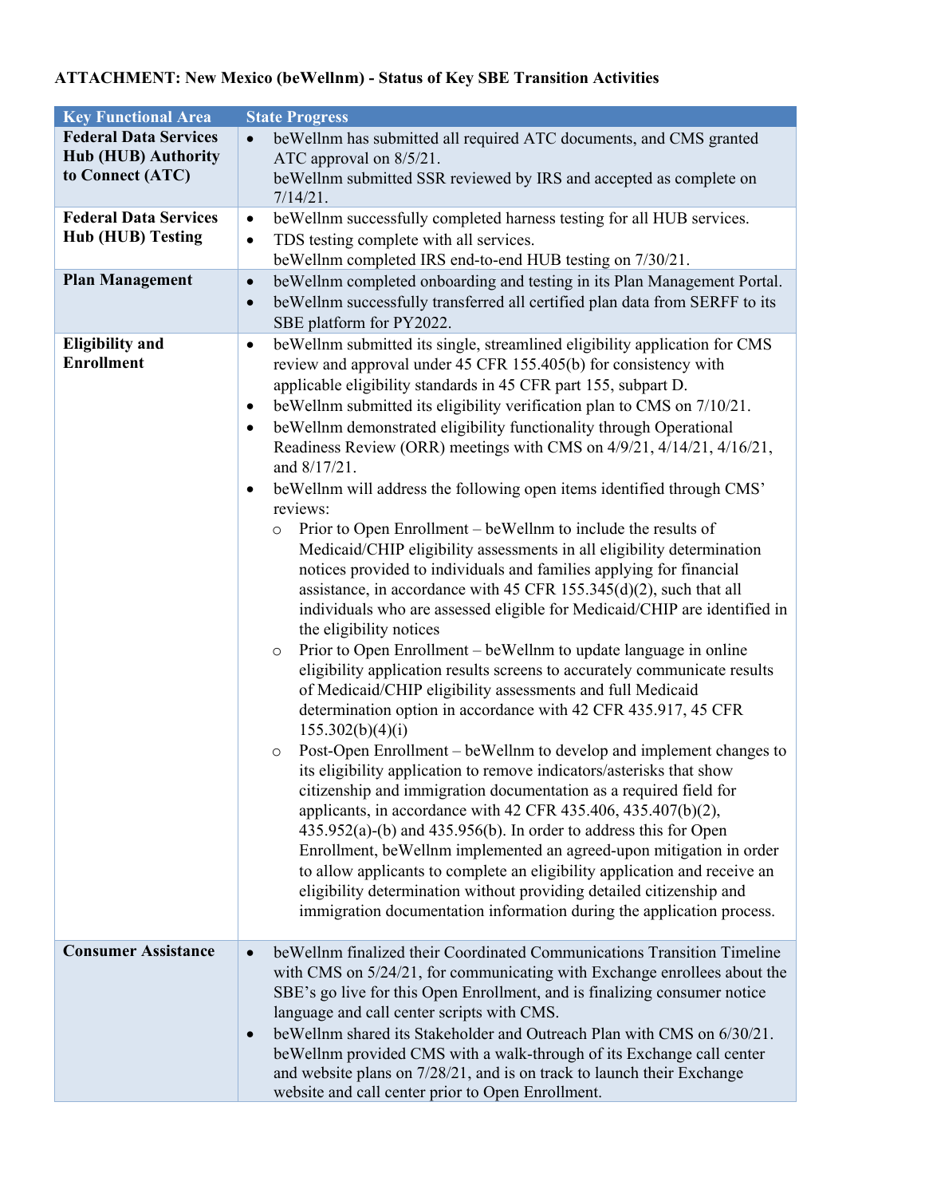**ATTACHMENT: New Mexico (beWellnm) - Status of Key SBE Transition Activities**

| Key Functional Area | State Progress |
|---|---|
| **Federal Data Services Hub (HUB) Authority to Connect (ATC)** | • beWellnm has submitted all required ATC documents, and CMS granted ATC approval on 8/5/21. beWellnm submitted SSR reviewed by IRS and accepted as complete on 7/14/21. |
| **Federal Data Services Hub (HUB) Testing** | • beWellnm successfully completed harness testing for all HUB services.<br>• TDS testing complete with all services. beWellnm completed IRS end-to-end HUB testing on 7/30/21. |
| **Plan Management** | • beWellnm completed onboarding and testing in its Plan Management Portal.<br>• beWellnm successfully transferred all certified plan data from SERFF to its SBE platform for PY2022. |
| **Eligibility and Enrollment** | • beWellnm submitted its single, streamlined eligibility application for CMS review and approval under 45 CFR 155.405(b) for consistency with applicable eligibility standards in 45 CFR part 155, subpart D.<br>• beWellnm submitted its eligibility verification plan to CMS on 7/10/21.<br>• beWellnm demonstrated eligibility functionality through Operational Readiness Review (ORR) meetings with CMS on 4/9/21, 4/14/21, 4/16/21, and 8/17/21.<br>• beWellnm will address the following open items identified through CMS' reviews:<br>&nbsp;&nbsp;○ Prior to Open Enrollment – beWellnm to include the results of Medicaid/CHIP eligibility assessments in all eligibility determination notices provided to individuals and families applying for financial assistance, in accordance with 45 CFR 155.345(d)(2), such that all individuals who are assessed eligible for Medicaid/CHIP are identified in the eligibility notices<br>&nbsp;&nbsp;○ Prior to Open Enrollment – beWellnm to update language in online eligibility application results screens to accurately communicate results of Medicaid/CHIP eligibility assessments and full Medicaid determination option in accordance with 42 CFR 435.917, 45 CFR 155.302(b)(4)(i)<br>&nbsp;&nbsp;○ Post-Open Enrollment – beWellnm to develop and implement changes to its eligibility application to remove indicators/asterisks that show citizenship and immigration documentation as a required field for applicants, in accordance with 42 CFR 435.406, 435.407(b)(2), 435.952(a)-(b) and 435.956(b). In order to address this for Open Enrollment, beWellnm implemented an agreed-upon mitigation in order to allow applicants to complete an eligibility application and receive an eligibility determination without providing detailed citizenship and immigration documentation information during the application process. |
| **Consumer Assistance** | • beWellnm finalized their Coordinated Communications Transition Timeline with CMS on 5/24/21, for communicating with Exchange enrollees about the SBE's go live for this Open Enrollment, and is finalizing consumer notice language and call center scripts with CMS.<br>• beWellnm shared its Stakeholder and Outreach Plan with CMS on 6/30/21. beWellnm provided CMS with a walk-through of its Exchange call center and website plans on 7/28/21, and is on track to launch their Exchange website and call center prior to Open Enrollment. |